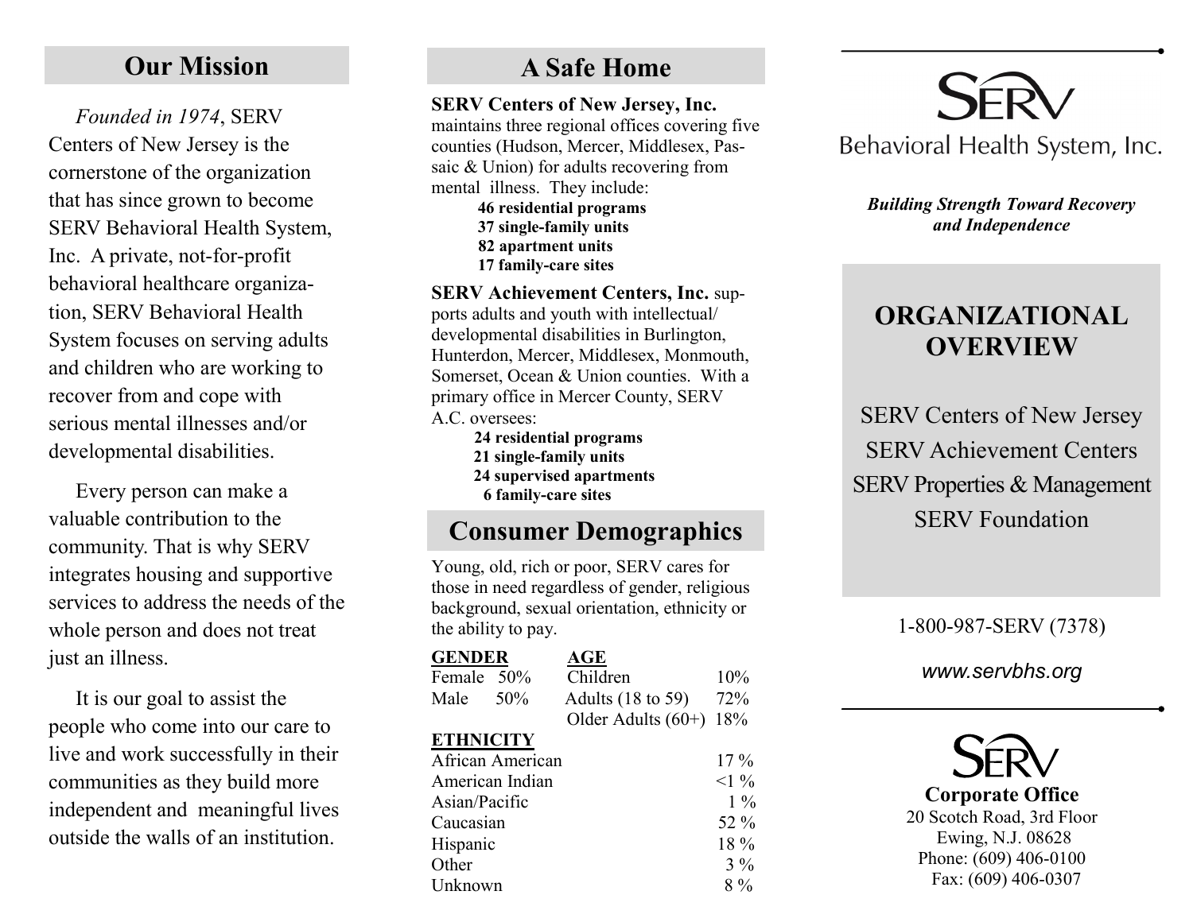## Our Mission

*Founded in 1974*, SERV Centers of New Jersey is the cornerstone of the organization that has since grown to become SERV Behavioral Health System, Inc. A private, not-for-profit behavioral healthcare organization, SERV Behavioral Health System focuses on serving adults and children who are working to recover from and cope with serious mental illnesses and/or developmental disabilities.

Every person can make a valuable contribution to the community. That is why SERV integrates housing and supportive services to address the needs of the whole person and does not treat just an illness.

It is our goal to assist the people who come into our care to live and work successfully in their communities as they build more independent and meaningful lives outside the walls of an institution.

## A Safe Home

**SERV Centers of New Jersey, Inc.** maintains three regional offices covering five counties (Hudson, Mercer, Middlesex, Passaic & Union) for adults recovering from mental illness. They include:

- **46 residential programs**
- **37 single-family units**
- **82 apartment units**
- **17 family-care sites**

**SERV Achievement Centers, Inc.** supports adults and youth with intellectual/developmental disabilities in Burlington, Hunterdon, Mercer, Middlesex, Monmouth, Somerset, Ocean & Union counties. With a primary office in Mercer County, SERV A.C. oversees:

- **24 residential programs**
- **21 single-family units**
- **24 supervised apartments**
- **6 family-care sites**

## Consumer Demographics

Young, old, rich or poor, SERV cares for those in need regardless of gender, religious background, sexual orientation, ethnicity or the ability to pay.

| GENDER | | AGE | |
|---|---|---|---|
| Female | 50% | Children | 10% |
| Male | 50% | Adults (18 to 59) | 72% |
| | | Older Adults (60+) | 18% |

| ETHNICITY | |
|---|---|
| African American | 17 % |
| American Indian | <1 % |
| Asian/Pacific | 1 % |
| Caucasian | 52 % |
| Hispanic | 18 % |
| Other | 3 % |
| Unknown | 8 % |

# SERV

Behavioral Health System, Inc.

***Building Strength Toward Recovery and Independence***

## ORGANIZATIONAL OVERVIEW

SERV Centers of New Jersey

SERV Achievement Centers

SERV Properties & Management

SERV Foundation

1-800-987-SERV (7378)

*www.servbhs.org*

SERV

**Corporate Office**

20 Scotch Road, 3rd Floor

Ewing, N.J. 08628

Phone: (609) 406-0100

Fax: (609) 406-0307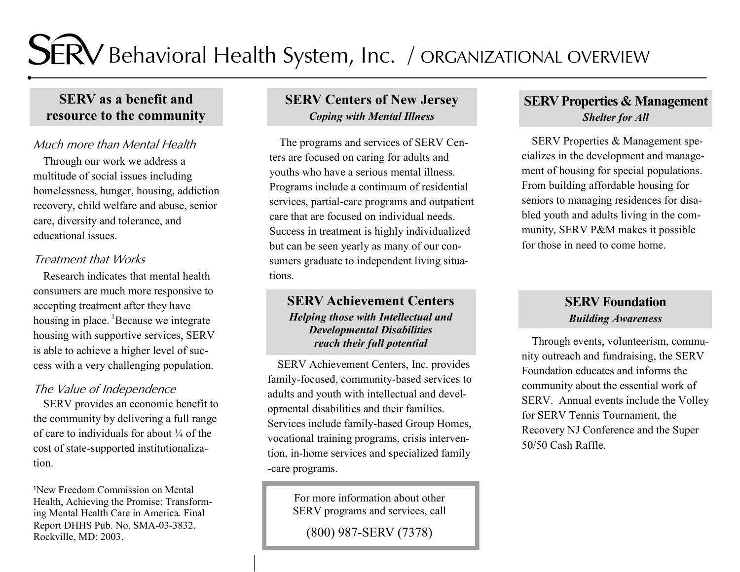# SERV Behavioral Health System, Inc. / ORGANIZATIONAL OVERVIEW

## SERV as a benefit and resource to the community

### *Much more than Mental Health*

Through our work we address a multitude of social issues including homelessness, hunger, housing, addiction recovery, child welfare and abuse, senior care, diversity and tolerance, and educational issues.

### *Treatment that Works*

Research indicates that mental health consumers are much more responsive to accepting treatment after they have housing in place. [1]Because we integrate housing with supportive services, SERV is able to achieve a higher level of success with a very challenging population.

### *The Value of Independence*

SERV provides an economic benefit to the community by delivering a full range of care to individuals for about ¼ of the cost of state-supported institutionalization.

[1]New Freedom Commission on Mental Health, Achieving the Promise: Transforming Mental Health Care in America. Final Report DHHS Pub. No. SMA-03-3832. Rockville, MD: 2003.

## SERV Centers of New Jersey

***Coping with Mental Illness***

The programs and services of SERV Centers are focused on caring for adults and youths who have a serious mental illness. Programs include a continuum of residential services, partial-care programs and outpatient care that are focused on individual needs. Success in treatment is highly individualized but can be seen yearly as many of our consumers graduate to independent living situations.

## SERV Achievement Centers

***Helping those with Intellectual and Developmental Disabilities reach their full potential***

SERV Achievement Centers, Inc. provides family-focused, community-based services to adults and youth with intellectual and developmental disabilities and their families. Services include family-based Group Homes, vocational training programs, crisis intervention, in-home services and specialized family-care programs.

For more information about other SERV programs and services, call

(800) 987-SERV (7378)

## SERV Properties & Management

***Shelter for All***

SERV Properties & Management specializes in the development and management of housing for special populations. From building affordable housing for seniors to managing residences for disabled youth and adults living in the community, SERV P&M makes it possible for those in need to come home.

## SERV Foundation

***Building Awareness***

Through events, volunteerism, community outreach and fundraising, the SERV Foundation educates and informs the community about the essential work of SERV. Annual events include the Volley for SERV Tennis Tournament, the Recovery NJ Conference and the Super 50/50 Cash Raffle.